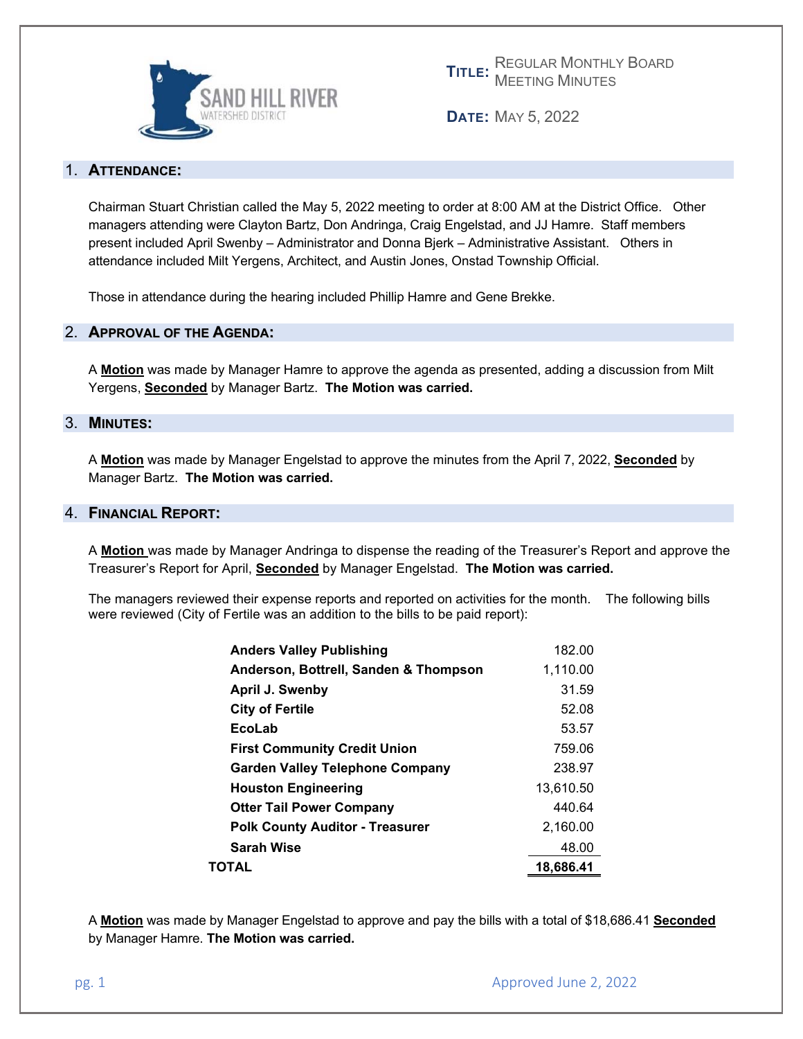SAND HILL RIVER WATERSHED DISTRICT

**TITLE:** REGULAR MONTHLY BOARD MEETING MINUTES

**DATE:** MAY 5, 2022

## 1. ATTENDANCE:

Chairman Stuart Christian called the May 5, 2022 meeting to order at 8:00 AM at the District Office. Other managers attending were Clayton Bartz, Don Andringa, Craig Engelstad, and JJ Hamre. Staff members present included April Swenby – Administrator and Donna Bjerk – Administrative Assistant. Others in attendance included Milt Yergens, Architect, and Austin Jones, Onstad Township Official.

Those in attendance during the hearing included Phillip Hamre and Gene Brekke.

## 2. APPROVAL OF THE AGENDA:

A **Motion** was made by Manager Hamre to approve the agenda as presented, adding a discussion from Milt Yergens, **Seconded** by Manager Bartz. **The Motion was carried.**

## 3. MINUTES:

A **Motion** was made by Manager Engelstad to approve the minutes from the April 7, 2022, **Seconded** by Manager Bartz. **The Motion was carried.**

## 4. FINANCIAL REPORT:

A **Motion** was made by Manager Andringa to dispense the reading of the Treasurer's Report and approve the Treasurer's Report for April, **Seconded** by Manager Engelstad. **The Motion was carried.**

The managers reviewed their expense reports and reported on activities for the month. The following bills were reviewed (City of Fertile was an addition to the bills to be paid report):

| | |
|---|---:|
| **Anders Valley Publishing** | 182.00 |
| **Anderson, Bottrell, Sanden & Thompson** | 1,110.00 |
| **April J. Swenby** | 31.59 |
| **City of Fertile** | 52.08 |
| **EcoLab** | 53.57 |
| **First Community Credit Union** | 759.06 |
| **Garden Valley Telephone Company** | 238.97 |
| **Houston Engineering** | 13,610.50 |
| **Otter Tail Power Company** | 440.64 |
| **Polk County Auditor - Treasurer** | 2,160.00 |
| **Sarah Wise** | 48.00 |
| **TOTAL** | **18,686.41** |

A **Motion** was made by Manager Engelstad to approve and pay the bills with a total of $18,686.41 **Seconded** by Manager Hamre. **The Motion was carried.**

Approved June 2, 2022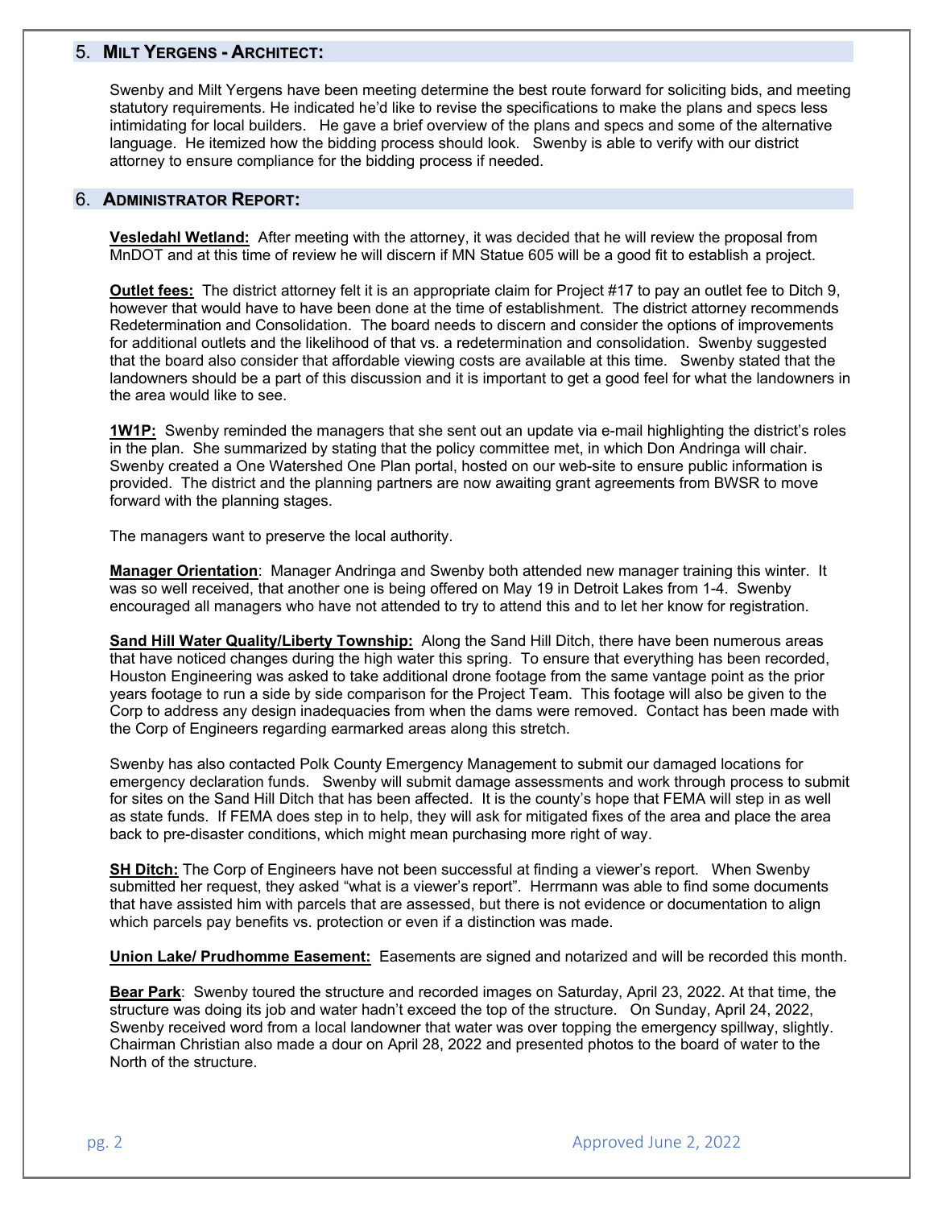## 5. MILT YERGENS - ARCHITECT:

Swenby and Milt Yergens have been meeting determine the best route forward for soliciting bids, and meeting statutory requirements. He indicated he'd like to revise the specifications to make the plans and specs less intimidating for local builders. He gave a brief overview of the plans and specs and some of the alternative language. He itemized how the bidding process should look. Swenby is able to verify with our district attorney to ensure compliance for the bidding process if needed.

## 6. ADMINISTRATOR REPORT:

**Vesledahl Wetland:** After meeting with the attorney, it was decided that he will review the proposal from MnDOT and at this time of review he will discern if MN Statue 605 will be a good fit to establish a project.

**Outlet fees:** The district attorney felt it is an appropriate claim for Project #17 to pay an outlet fee to Ditch 9, however that would have to have been done at the time of establishment. The district attorney recommends Redetermination and Consolidation. The board needs to discern and consider the options of improvements for additional outlets and the likelihood of that vs. a redetermination and consolidation. Swenby suggested that the board also consider that affordable viewing costs are available at this time. Swenby stated that the landowners should be a part of this discussion and it is important to get a good feel for what the landowners in the area would like to see.

**1W1P:** Swenby reminded the managers that she sent out an update via e-mail highlighting the district's roles in the plan. She summarized by stating that the policy committee met, in which Don Andringa will chair. Swenby created a One Watershed One Plan portal, hosted on our web-site to ensure public information is provided. The district and the planning partners are now awaiting grant agreements from BWSR to move forward with the planning stages.

The managers want to preserve the local authority.

**Manager Orientation**: Manager Andringa and Swenby both attended new manager training this winter. It was so well received, that another one is being offered on May 19 in Detroit Lakes from 1-4. Swenby encouraged all managers who have not attended to try to attend this and to let her know for registration.

**Sand Hill Water Quality/Liberty Township:** Along the Sand Hill Ditch, there have been numerous areas that have noticed changes during the high water this spring. To ensure that everything has been recorded, Houston Engineering was asked to take additional drone footage from the same vantage point as the prior years footage to run a side by side comparison for the Project Team. This footage will also be given to the Corp to address any design inadequacies from when the dams were removed. Contact has been made with the Corp of Engineers regarding earmarked areas along this stretch.

Swenby has also contacted Polk County Emergency Management to submit our damaged locations for emergency declaration funds. Swenby will submit damage assessments and work through process to submit for sites on the Sand Hill Ditch that has been affected. It is the county's hope that FEMA will step in as well as state funds. If FEMA does step in to help, they will ask for mitigated fixes of the area and place the area back to pre-disaster conditions, which might mean purchasing more right of way.

**SH Ditch:** The Corp of Engineers have not been successful at finding a viewer's report. When Swenby submitted her request, they asked "what is a viewer's report". Herrmann was able to find some documents that have assisted him with parcels that are assessed, but there is not evidence or documentation to align which parcels pay benefits vs. protection or even if a distinction was made.

**Union Lake/ Prudhomme Easement:** Easements are signed and notarized and will be recorded this month.

**Bear Park**: Swenby toured the structure and recorded images on Saturday, April 23, 2022. At that time, the structure was doing its job and water hadn't exceed the top of the structure. On Sunday, April 24, 2022, Swenby received word from a local landowner that water was over topping the emergency spillway, slightly. Chairman Christian also made a dour on April 28, 2022 and presented photos to the board of water to the North of the structure.

Approved June 2, 2022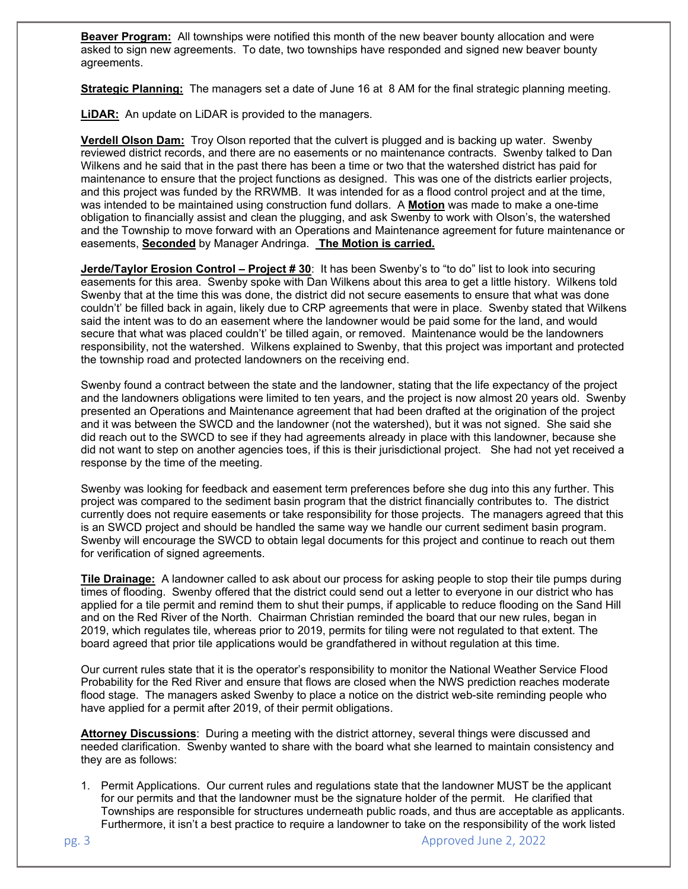**Beaver Program:** All townships were notified this month of the new beaver bounty allocation and were asked to sign new agreements. To date, two townships have responded and signed new beaver bounty agreements.

**Strategic Planning:** The managers set a date of June 16 at 8 AM for the final strategic planning meeting.

**LiDAR:** An update on LiDAR is provided to the managers.

**Verdell Olson Dam:** Troy Olson reported that the culvert is plugged and is backing up water. Swenby reviewed district records, and there are no easements or no maintenance contracts. Swenby talked to Dan Wilkens and he said that in the past there has been a time or two that the watershed district has paid for maintenance to ensure that the project functions as designed. This was one of the districts earlier projects, and this project was funded by the RRWMB. It was intended for as a flood control project and at the time, was intended to be maintained using construction fund dollars. A **Motion** was made to make a one-time obligation to financially assist and clean the plugging, and ask Swenby to work with Olson's, the watershed and the Township to move forward with an Operations and Maintenance agreement for future maintenance or easements, **Seconded** by Manager Andringa. **The Motion is carried.**

**Jerde/Taylor Erosion Control – Project # 30**: It has been Swenby's to "to do" list to look into securing easements for this area. Swenby spoke with Dan Wilkens about this area to get a little history. Wilkens told Swenby that at the time this was done, the district did not secure easements to ensure that what was done couldn't' be filled back in again, likely due to CRP agreements that were in place. Swenby stated that Wilkens said the intent was to do an easement where the landowner would be paid some for the land, and would secure that what was placed couldn't' be tilled again, or removed. Maintenance would be the landowners responsibility, not the watershed. Wilkens explained to Swenby, that this project was important and protected the township road and protected landowners on the receiving end.

Swenby found a contract between the state and the landowner, stating that the life expectancy of the project and the landowners obligations were limited to ten years, and the project is now almost 20 years old. Swenby presented an Operations and Maintenance agreement that had been drafted at the origination of the project and it was between the SWCD and the landowner (not the watershed), but it was not signed. She said she did reach out to the SWCD to see if they had agreements already in place with this landowner, because she did not want to step on another agencies toes, if this is their jurisdictional project. She had not yet received a response by the time of the meeting.

Swenby was looking for feedback and easement term preferences before she dug into this any further. This project was compared to the sediment basin program that the district financially contributes to. The district currently does not require easements or take responsibility for those projects. The managers agreed that this is an SWCD project and should be handled the same way we handle our current sediment basin program. Swenby will encourage the SWCD to obtain legal documents for this project and continue to reach out them for verification of signed agreements.

**Tile Drainage:** A landowner called to ask about our process for asking people to stop their tile pumps during times of flooding. Swenby offered that the district could send out a letter to everyone in our district who has applied for a tile permit and remind them to shut their pumps, if applicable to reduce flooding on the Sand Hill and on the Red River of the North. Chairman Christian reminded the board that our new rules, began in 2019, which regulates tile, whereas prior to 2019, permits for tiling were not regulated to that extent. The board agreed that prior tile applications would be grandfathered in without regulation at this time.

Our current rules state that it is the operator's responsibility to monitor the National Weather Service Flood Probability for the Red River and ensure that flows are closed when the NWS prediction reaches moderate flood stage. The managers asked Swenby to place a notice on the district web-site reminding people who have applied for a permit after 2019, of their permit obligations.

**Attorney Discussions**: During a meeting with the district attorney, several things were discussed and needed clarification. Swenby wanted to share with the board what she learned to maintain consistency and they are as follows:

1. Permit Applications. Our current rules and regulations state that the landowner MUST be the applicant for our permits and that the landowner must be the signature holder of the permit. He clarified that Townships are responsible for structures underneath public roads, and thus are acceptable as applicants. Furthermore, it isn't a best practice to require a landowner to take on the responsibility of the work listed

Approved June 2, 2022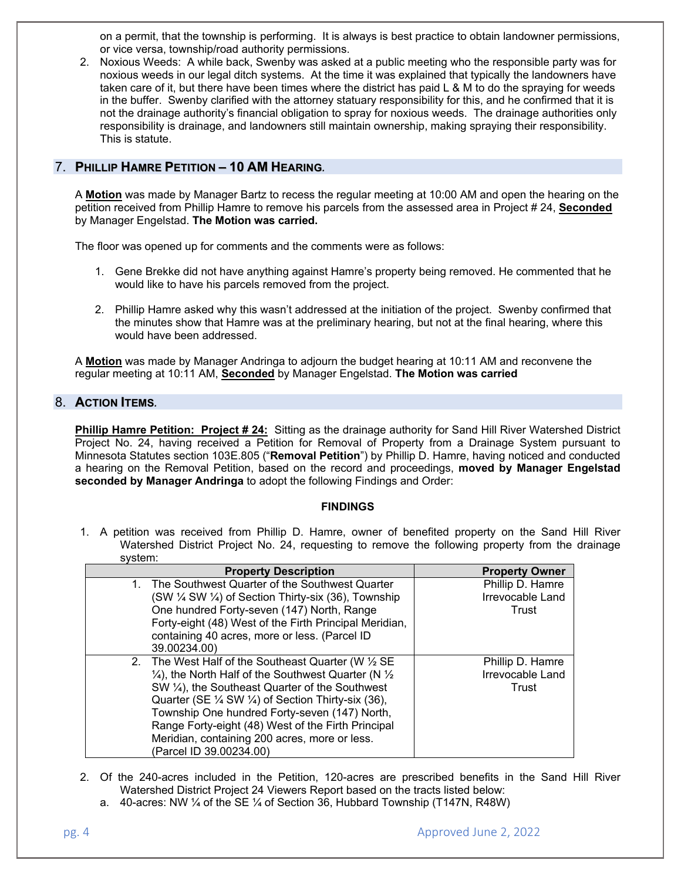on a permit, that the township is performing. It is always is best practice to obtain landowner permissions, or vice versa, township/road authority permissions.

2. Noxious Weeds: A while back, Swenby was asked at a public meeting who the responsible party was for noxious weeds in our legal ditch systems. At the time it was explained that typically the landowners have taken care of it, but there have been times where the district has paid L & M to do the spraying for weeds in the buffer. Swenby clarified with the attorney statuary responsibility for this, and he confirmed that it is not the drainage authority's financial obligation to spray for noxious weeds. The drainage authorities only responsibility is drainage, and landowners still maintain ownership, making spraying their responsibility. This is statute.

## 7. PHILLIP HAMRE PETITION – 10 AM HEARING.

A **Motion** was made by Manager Bartz to recess the regular meeting at 10:00 AM and open the hearing on the petition received from Phillip Hamre to remove his parcels from the assessed area in Project # 24, **Seconded** by Manager Engelstad. **The Motion was carried.**

The floor was opened up for comments and the comments were as follows:

1. Gene Brekke did not have anything against Hamre's property being removed. He commented that he would like to have his parcels removed from the project.
2. Phillip Hamre asked why this wasn't addressed at the initiation of the project. Swenby confirmed that the minutes show that Hamre was at the preliminary hearing, but not at the final hearing, where this would have been addressed.

A **Motion** was made by Manager Andringa to adjourn the budget hearing at 10:11 AM and reconvene the regular meeting at 10:11 AM, **Seconded** by Manager Engelstad. **The Motion was carried**

## 8. ACTION ITEMS.

**Phillip Hamre Petition: Project # 24:** Sitting as the drainage authority for Sand Hill River Watershed District Project No. 24, having received a Petition for Removal of Property from a Drainage System pursuant to Minnesota Statutes section 103E.805 ("**Removal Petition**") by Phillip D. Hamre, having noticed and conducted a hearing on the Removal Petition, based on the record and proceedings, **moved by Manager Engelstad seconded by Manager Andringa** to adopt the following Findings and Order:

**FINDINGS**

1. A petition was received from Phillip D. Hamre, owner of benefited property on the Sand Hill River Watershed District Project No. 24, requesting to remove the following property from the drainage system:

| Property Description | Property Owner |
|---|---|
| 1. The Southwest Quarter of the Southwest Quarter (SW ¼ SW ¼) of Section Thirty-six (36), Township One hundred Forty-seven (147) North, Range Forty-eight (48) West of the Firth Principal Meridian, containing 40 acres, more or less. (Parcel ID 39.00234.00) | Phillip D. Hamre Irrevocable Land Trust |
| 2. The West Half of the Southeast Quarter (W ½ SE ¼), the North Half of the Southwest Quarter (N ½ SW ¼), the Southeast Quarter of the Southwest Quarter (SE ¼ SW ¼) of Section Thirty-six (36), Township One hundred Forty-seven (147) North, Range Forty-eight (48) West of the Firth Principal Meridian, containing 200 acres, more or less. (Parcel ID 39.00234.00) | Phillip D. Hamre Irrevocable Land Trust |

2. Of the 240-acres included in the Petition, 120-acres are prescribed benefits in the Sand Hill River Watershed District Project 24 Viewers Report based on the tracts listed below:
   a. 40-acres: NW ¼ of the SE ¼ of Section 36, Hubbard Township (T147N, R48W)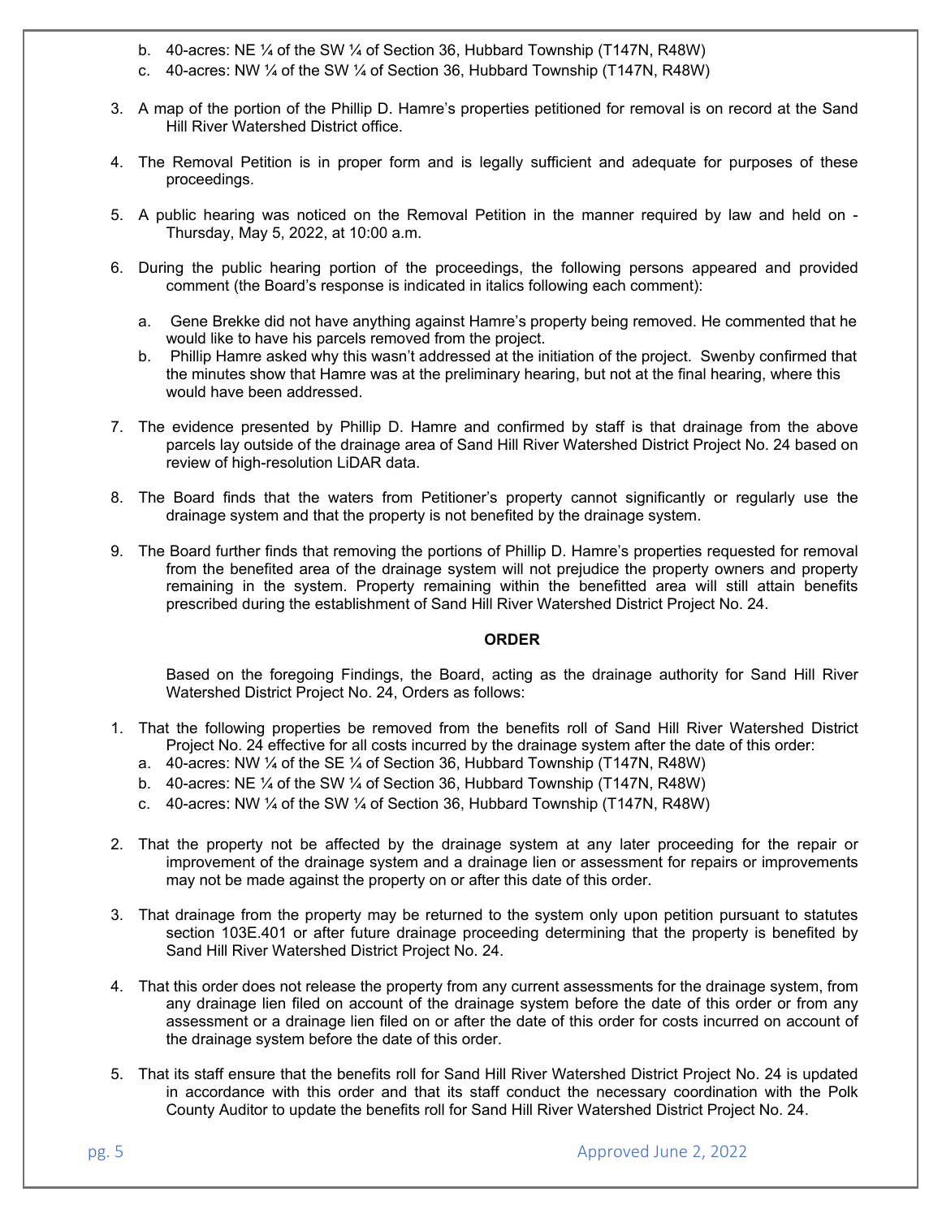b. 40-acres: NE ¼ of the SW ¼ of Section 36, Hubbard Township (T147N, R48W)
c. 40-acres: NW ¼ of the SW ¼ of Section 36, Hubbard Township (T147N, R48W)

3. A map of the portion of the Phillip D. Hamre's properties petitioned for removal is on record at the Sand Hill River Watershed District office.

4. The Removal Petition is in proper form and is legally sufficient and adequate for purposes of these proceedings.

5. A public hearing was noticed on the Removal Petition in the manner required by law and held on - Thursday, May 5, 2022, at 10:00 a.m.

6. During the public hearing portion of the proceedings, the following persons appeared and provided comment (the Board's response is indicated in italics following each comment):

   a. Gene Brekke did not have anything against Hamre's property being removed. He commented that he would like to have his parcels removed from the project.
   b. Phillip Hamre asked why this wasn't addressed at the initiation of the project. Swenby confirmed that the minutes show that Hamre was at the preliminary hearing, but not at the final hearing, where this would have been addressed.

7. The evidence presented by Phillip D. Hamre and confirmed by staff is that drainage from the above parcels lay outside of the drainage area of Sand Hill River Watershed District Project No. 24 based on review of high-resolution LiDAR data.

8. The Board finds that the waters from Petitioner's property cannot significantly or regularly use the drainage system and that the property is not benefited by the drainage system.

9. The Board further finds that removing the portions of Phillip D. Hamre's properties requested for removal from the benefited area of the drainage system will not prejudice the property owners and property remaining in the system. Property remaining within the benefitted area will still attain benefits prescribed during the establishment of Sand Hill River Watershed District Project No. 24.

**ORDER**

Based on the foregoing Findings, the Board, acting as the drainage authority for Sand Hill River Watershed District Project No. 24, Orders as follows:

1. That the following properties be removed from the benefits roll of Sand Hill River Watershed District Project No. 24 effective for all costs incurred by the drainage system after the date of this order:
   a. 40-acres: NW ¼ of the SE ¼ of Section 36, Hubbard Township (T147N, R48W)
   b. 40-acres: NE ¼ of the SW ¼ of Section 36, Hubbard Township (T147N, R48W)
   c. 40-acres: NW ¼ of the SW ¼ of Section 36, Hubbard Township (T147N, R48W)

2. That the property not be affected by the drainage system at any later proceeding for the repair or improvement of the drainage system and a drainage lien or assessment for repairs or improvements may not be made against the property on or after this date of this order.

3. That drainage from the property may be returned to the system only upon petition pursuant to statutes section 103E.401 or after future drainage proceeding determining that the property is benefited by Sand Hill River Watershed District Project No. 24.

4. That this order does not release the property from any current assessments for the drainage system, from any drainage lien filed on account of the drainage system before the date of this order or from any assessment or a drainage lien filed on or after the date of this order for costs incurred on account of the drainage system before the date of this order.

5. That its staff ensure that the benefits roll for Sand Hill River Watershed District Project No. 24 is updated in accordance with this order and that its staff conduct the necessary coordination with the Polk County Auditor to update the benefits roll for Sand Hill River Watershed District Project No. 24.

Approved June 2, 2022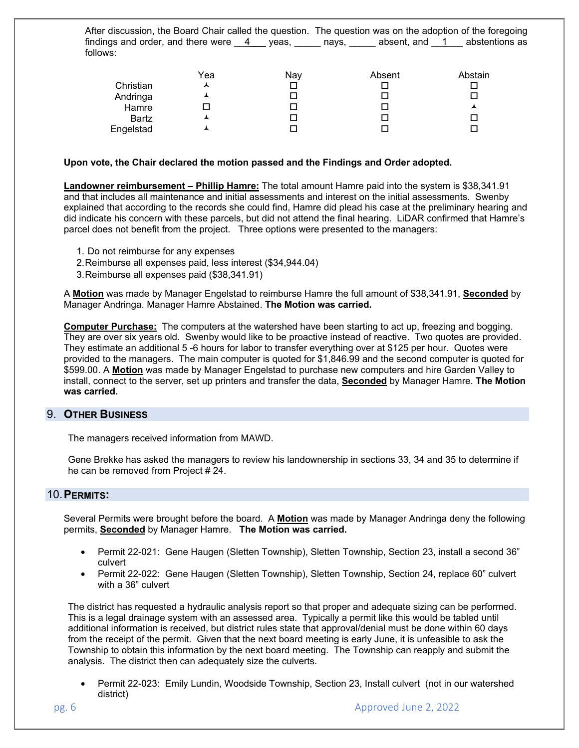After discussion, the Board Chair called the question. The question was on the adoption of the foregoing findings and order, and there were \_\_4\_\_\_ yeas, \_\_\_\_\_ nays, \_\_\_\_\_ absent, and \_\_1\_\_\_ abstentions as follows:

| | Yea | Nay | Absent | Abstain |
|---|---|---|---|---|
| Christian | ⅄ | ☐ | ☐ | ☐ |
| Andringa | ⅄ | ☐ | ☐ | ☐ |
| Hamre | ☐ | ☐ | ☐ | ⅄ |
| Bartz | ⅄ | ☐ | ☐ | ☐ |
| Engelstad | ⅄ | ☐ | ☐ | ☐ |

**Upon vote, the Chair declared the motion passed and the Findings and Order adopted.**

**Landowner reimbursement – Phillip Hamre:** The total amount Hamre paid into the system is $38,341.91 and that includes all maintenance and initial assessments and interest on the initial assessments. Swenby explained that according to the records she could find, Hamre did plead his case at the preliminary hearing and did indicate his concern with these parcels, but did not attend the final hearing. LiDAR confirmed that Hamre's parcel does not benefit from the project. Three options were presented to the managers:

1. Do not reimburse for any expenses
2. Reimburse all expenses paid, less interest ($34,944.04)
3. Reimburse all expenses paid ($38,341.91)

A **Motion** was made by Manager Engelstad to reimburse Hamre the full amount of $38,341.91, **Seconded** by Manager Andringa. Manager Hamre Abstained. **The Motion was carried.**

**Computer Purchase:** The computers at the watershed have been starting to act up, freezing and bogging. They are over six years old. Swenby would like to be proactive instead of reactive. Two quotes are provided. They estimate an additional 5 -6 hours for labor to transfer everything over at $125 per hour. Quotes were provided to the managers. The main computer is quoted for $1,846.99 and the second computer is quoted for $599.00. A **Motion** was made by Manager Engelstad to purchase new computers and hire Garden Valley to install, connect to the server, set up printers and transfer the data, **Seconded** by Manager Hamre. **The Motion was carried.**

## 9. Other Business

The managers received information from MAWD.

Gene Brekke has asked the managers to review his landownership in sections 33, 34 and 35 to determine if he can be removed from Project # 24.

## 10. Permits:

Several Permits were brought before the board. A **Motion** was made by Manager Andringa deny the following permits, **Seconded** by Manager Hamre. **The Motion was carried.**

- Permit 22-021: Gene Haugen (Sletten Township), Sletten Township, Section 23, install a second 36" culvert
- Permit 22-022: Gene Haugen (Sletten Township), Sletten Township, Section 24, replace 60" culvert with a 36" culvert

The district has requested a hydraulic analysis report so that proper and adequate sizing can be performed. This is a legal drainage system with an assessed area. Typically a permit like this would be tabled until additional information is received, but district rules state that approval/denial must be done within 60 days from the receipt of the permit. Given that the next board meeting is early June, it is unfeasible to ask the Township to obtain this information by the next board meeting. The Township can reapply and submit the analysis. The district then can adequately size the culverts.

- Permit 22-023: Emily Lundin, Woodside Township, Section 23, Install culvert (not in our watershed district)

Approved June 2, 2022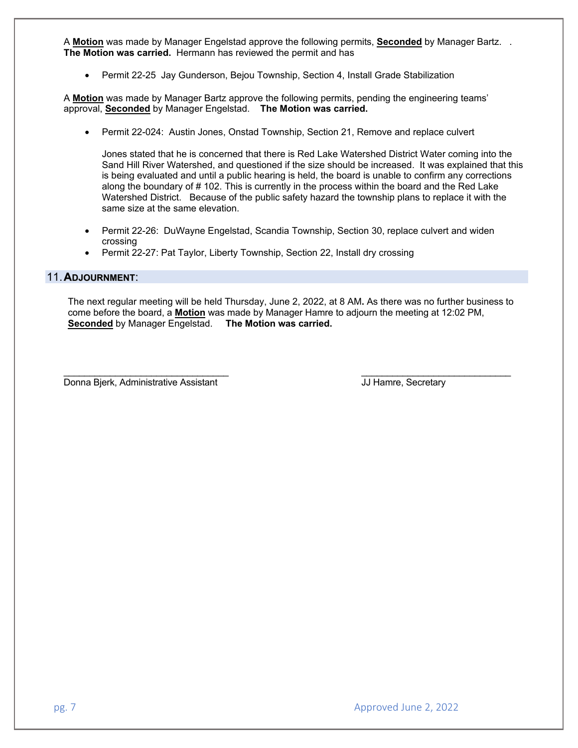A **Motion** was made by Manager Engelstad approve the following permits, **Seconded** by Manager Bartz.   . **The Motion was carried.** Hermann has reviewed the permit and has

- Permit 22-25 Jay Gunderson, Bejou Township, Section 4, Install Grade Stabilization

A **Motion** was made by Manager Bartz approve the following permits, pending the engineering teams' approval, **Seconded** by Manager Engelstad. **The Motion was carried.**

- Permit 22-024: Austin Jones, Onstad Township, Section 21, Remove and replace culvert

  Jones stated that he is concerned that there is Red Lake Watershed District Water coming into the Sand Hill River Watershed, and questioned if the size should be increased. It was explained that this is being evaluated and until a public hearing is held, the board is unable to confirm any corrections along the boundary of # 102. This is currently in the process within the board and the Red Lake Watershed District. Because of the public safety hazard the township plans to replace it with the same size at the same elevation.

- Permit 22-26: DuWayne Engelstad, Scandia Township, Section 30, replace culvert and widen crossing
- Permit 22-27: Pat Taylor, Liberty Township, Section 22, Install dry crossing

## 11. ADJOURNMENT:

The next regular meeting will be held Thursday, June 2, 2022, at 8 AM**.** As there was no further business to come before the board, a **Motion** was made by Manager Hamre to adjourn the meeting at 12:02 PM, **Seconded** by Manager Engelstad. **The Motion was carried.**

\_\_\_\_\_\_\_\_\_\_\_\_\_\_\_\_\_\_\_\_\_\_\_\_\_\_\_\_\_\_\_\_
Donna Bjerk, Administrative Assistant

\_\_\_\_\_\_\_\_\_\_\_\_\_\_\_\_\_\_\_\_\_\_\_\_\_\_\_\_\_\_
JJ Hamre, Secretary

Approved June 2, 2022